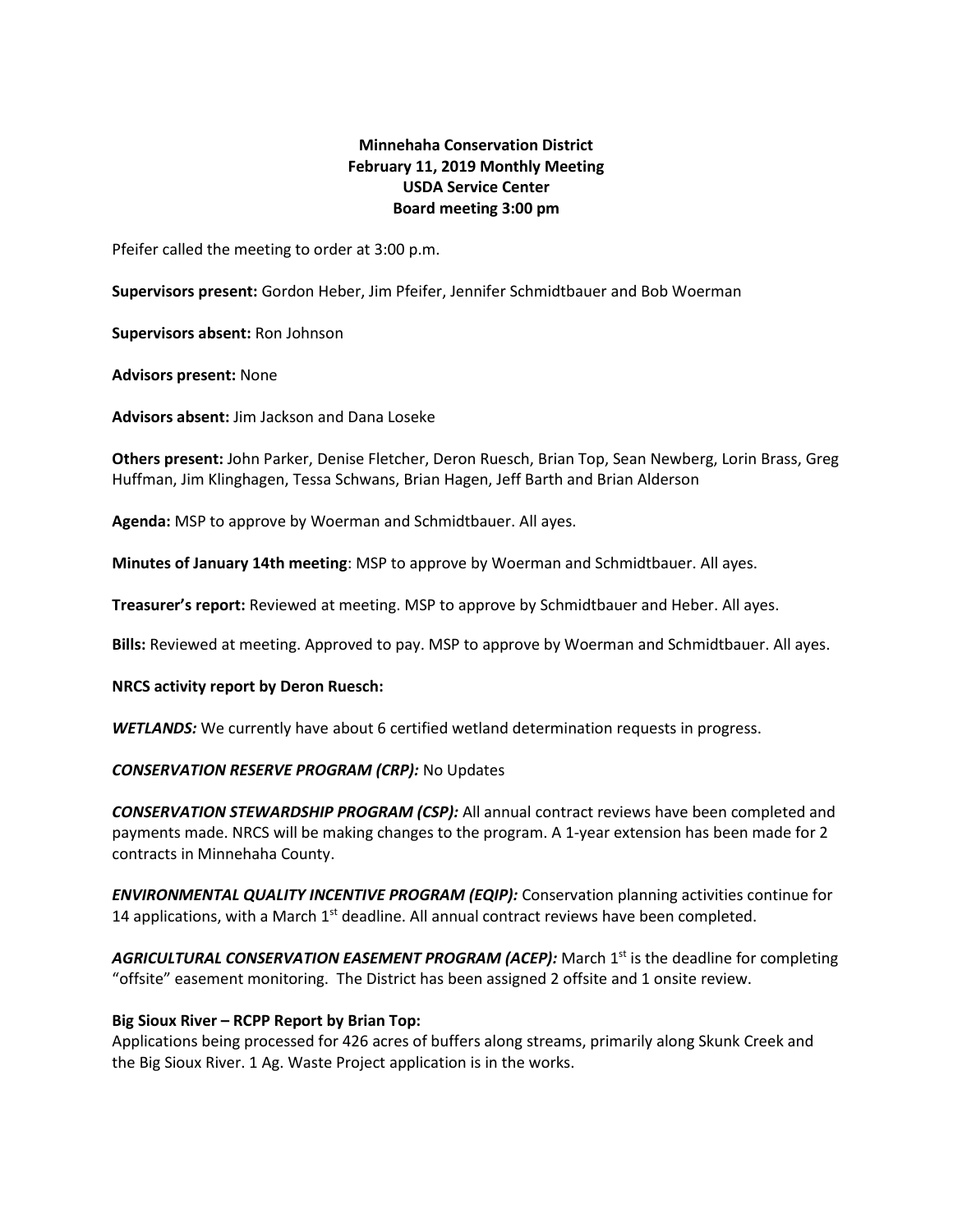**Minnehaha Conservation District**
**February 11, 2019 Monthly Meeting**
**USDA Service Center**
**Board meeting 3:00 pm**

Pfeifer called the meeting to order at 3:00 p.m.

**Supervisors present:** Gordon Heber, Jim Pfeifer, Jennifer Schmidtbauer and Bob Woerman

**Supervisors absent:** Ron Johnson

**Advisors present:** None

**Advisors absent:** Jim Jackson and Dana Loseke

**Others present:** John Parker, Denise Fletcher, Deron Ruesch, Brian Top, Sean Newberg, Lorin Brass, Greg Huffman, Jim Klinghagen, Tessa Schwans, Brian Hagen, Jeff Barth and Brian Alderson

**Agenda:** MSP to approve by Woerman and Schmidtbauer. All ayes.

**Minutes of January 14th meeting**: MSP to approve by Woerman and Schmidtbauer. All ayes.

**Treasurer's report:** Reviewed at meeting. MSP to approve by Schmidtbauer and Heber. All ayes.

**Bills:** Reviewed at meeting. Approved to pay. MSP to approve by Woerman and Schmidtbauer. All ayes.

**NRCS activity report by Deron Ruesch:**

***WETLANDS:*** We currently have about 6 certified wetland determination requests in progress.

***CONSERVATION RESERVE PROGRAM (CRP):*** No Updates

***CONSERVATION STEWARDSHIP PROGRAM (CSP):*** All annual contract reviews have been completed and payments made. NRCS will be making changes to the program. A 1-year extension has been made for 2 contracts in Minnehaha County.

***ENVIRONMENTAL QUALITY INCENTIVE PROGRAM (EQIP):*** Conservation planning activities continue for 14 applications, with a March 1st deadline. All annual contract reviews have been completed.

***AGRICULTURAL CONSERVATION EASEMENT PROGRAM (ACEP):*** March 1st is the deadline for completing "offsite" easement monitoring. The District has been assigned 2 offsite and 1 onsite review.

**Big Sioux River – RCPP Report by Brian Top:**
Applications being processed for 426 acres of buffers along streams, primarily along Skunk Creek and the Big Sioux River. 1 Ag. Waste Project application is in the works.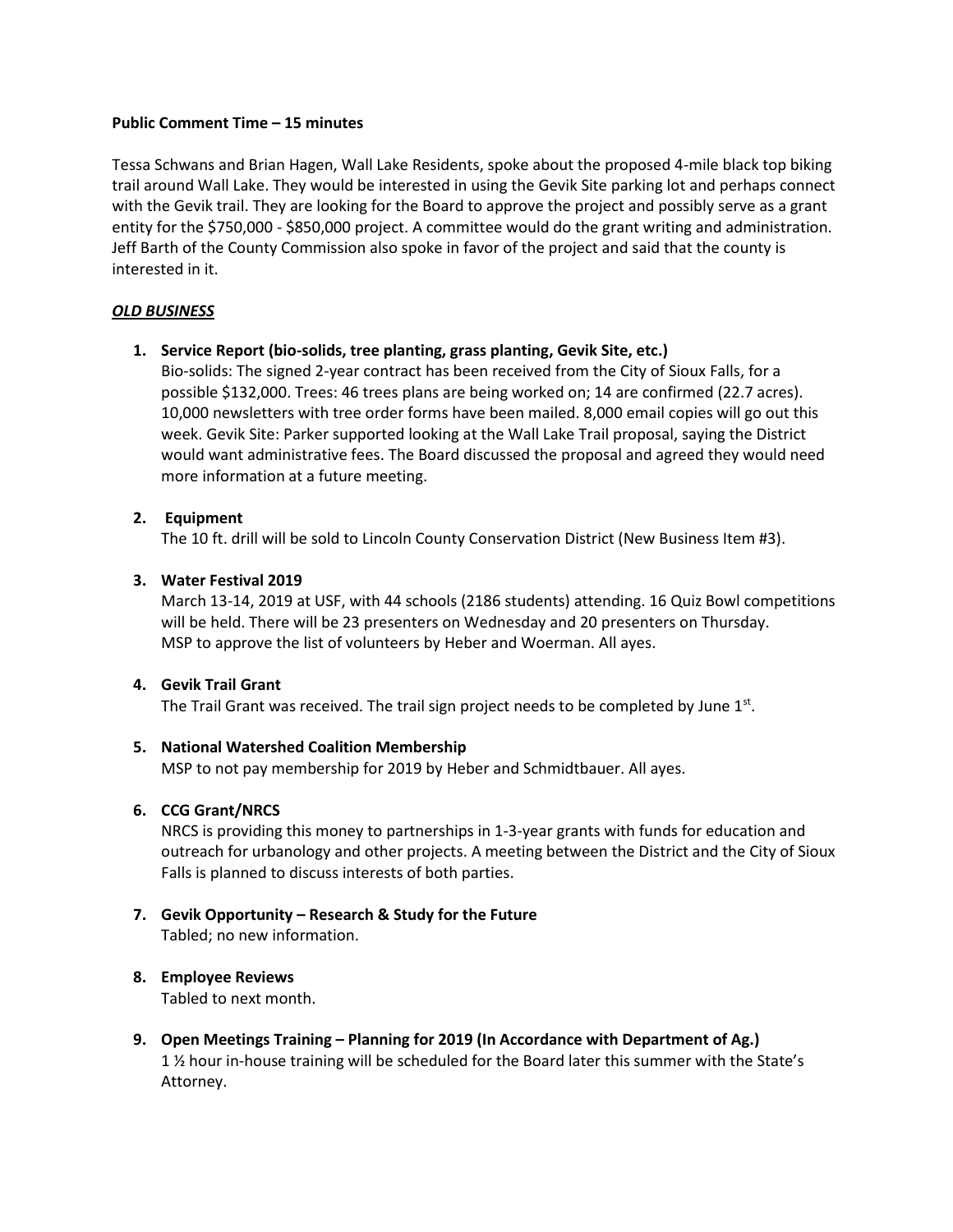**Public Comment Time – 15 minutes**

Tessa Schwans and Brian Hagen, Wall Lake Residents, spoke about the proposed 4-mile black top biking trail around Wall Lake. They would be interested in using the Gevik Site parking lot and perhaps connect with the Gevik trail. They are looking for the Board to approve the project and possibly serve as a grant entity for the $750,000 - $850,000 project. A committee would do the grant writing and administration. Jeff Barth of the County Commission also spoke in favor of the project and said that the county is interested in it.

***OLD BUSINESS***

1. **Service Report (bio-solids, tree planting, grass planting, Gevik Site, etc.)**
   Bio-solids: The signed 2-year contract has been received from the City of Sioux Falls, for a possible $132,000. Trees: 46 trees plans are being worked on; 14 are confirmed (22.7 acres). 10,000 newsletters with tree order forms have been mailed. 8,000 email copies will go out this week. Gevik Site: Parker supported looking at the Wall Lake Trail proposal, saying the District would want administrative fees. The Board discussed the proposal and agreed they would need more information at a future meeting.

2. **Equipment**
   The 10 ft. drill will be sold to Lincoln County Conservation District (New Business Item #3).

3. **Water Festival 2019**
   March 13-14, 2019 at USF, with 44 schools (2186 students) attending. 16 Quiz Bowl competitions will be held. There will be 23 presenters on Wednesday and 20 presenters on Thursday.
   MSP to approve the list of volunteers by Heber and Woerman. All ayes.

4. **Gevik Trail Grant**
   The Trail Grant was received. The trail sign project needs to be completed by June 1st.

5. **National Watershed Coalition Membership**
   MSP to not pay membership for 2019 by Heber and Schmidtbauer. All ayes.

6. **CCG Grant/NRCS**
   NRCS is providing this money to partnerships in 1-3-year grants with funds for education and outreach for urbanology and other projects. A meeting between the District and the City of Sioux Falls is planned to discuss interests of both parties.

7. **Gevik Opportunity – Research & Study for the Future**
   Tabled; no new information.

8. **Employee Reviews**
   Tabled to next month.

9. **Open Meetings Training – Planning for 2019 (In Accordance with Department of Ag.)**
   1 ½ hour in-house training will be scheduled for the Board later this summer with the State's Attorney.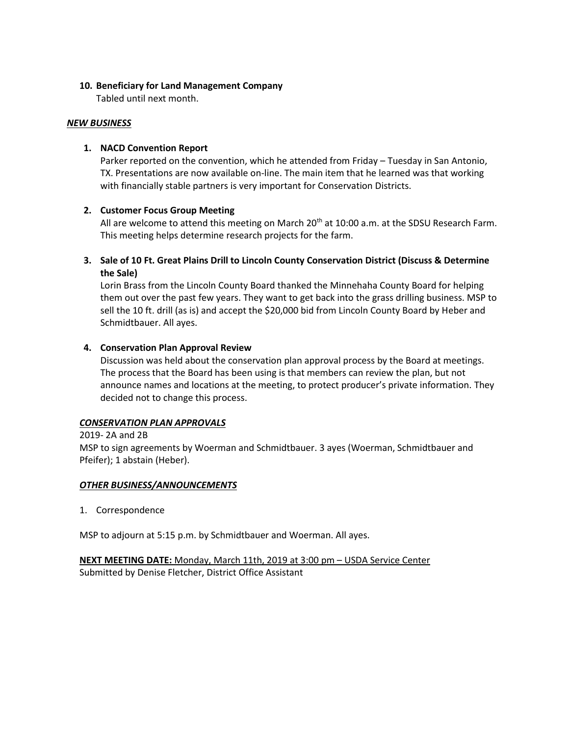**10. Beneficiary for Land Management Company**

Tabled until next month.

***NEW BUSINESS***

**1. NACD Convention Report**

Parker reported on the convention, which he attended from Friday – Tuesday in San Antonio, TX. Presentations are now available on-line. The main item that he learned was that working with financially stable partners is very important for Conservation Districts.

**2. Customer Focus Group Meeting**

All are welcome to attend this meeting on March 20th at 10:00 a.m. at the SDSU Research Farm. This meeting helps determine research projects for the farm.

**3. Sale of 10 Ft. Great Plains Drill to Lincoln County Conservation District (Discuss & Determine the Sale)**

Lorin Brass from the Lincoln County Board thanked the Minnehaha County Board for helping them out over the past few years. They want to get back into the grass drilling business. MSP to sell the 10 ft. drill (as is) and accept the $20,000 bid from Lincoln County Board by Heber and Schmidtbauer. All ayes.

**4. Conservation Plan Approval Review**

Discussion was held about the conservation plan approval process by the Board at meetings. The process that the Board has been using is that members can review the plan, but not announce names and locations at the meeting, to protect producer's private information. They decided not to change this process.

***CONSERVATION PLAN APPROVALS***

2019- 2A and 2B

MSP to sign agreements by Woerman and Schmidtbauer. 3 ayes (Woerman, Schmidtbauer and Pfeifer); 1 abstain (Heber).

***OTHER BUSINESS/ANNOUNCEMENTS***

1. Correspondence

MSP to adjourn at 5:15 p.m. by Schmidtbauer and Woerman. All ayes.

**NEXT MEETING DATE:** Monday, March 11th, 2019 at 3:00 pm – USDA Service Center

Submitted by Denise Fletcher, District Office Assistant